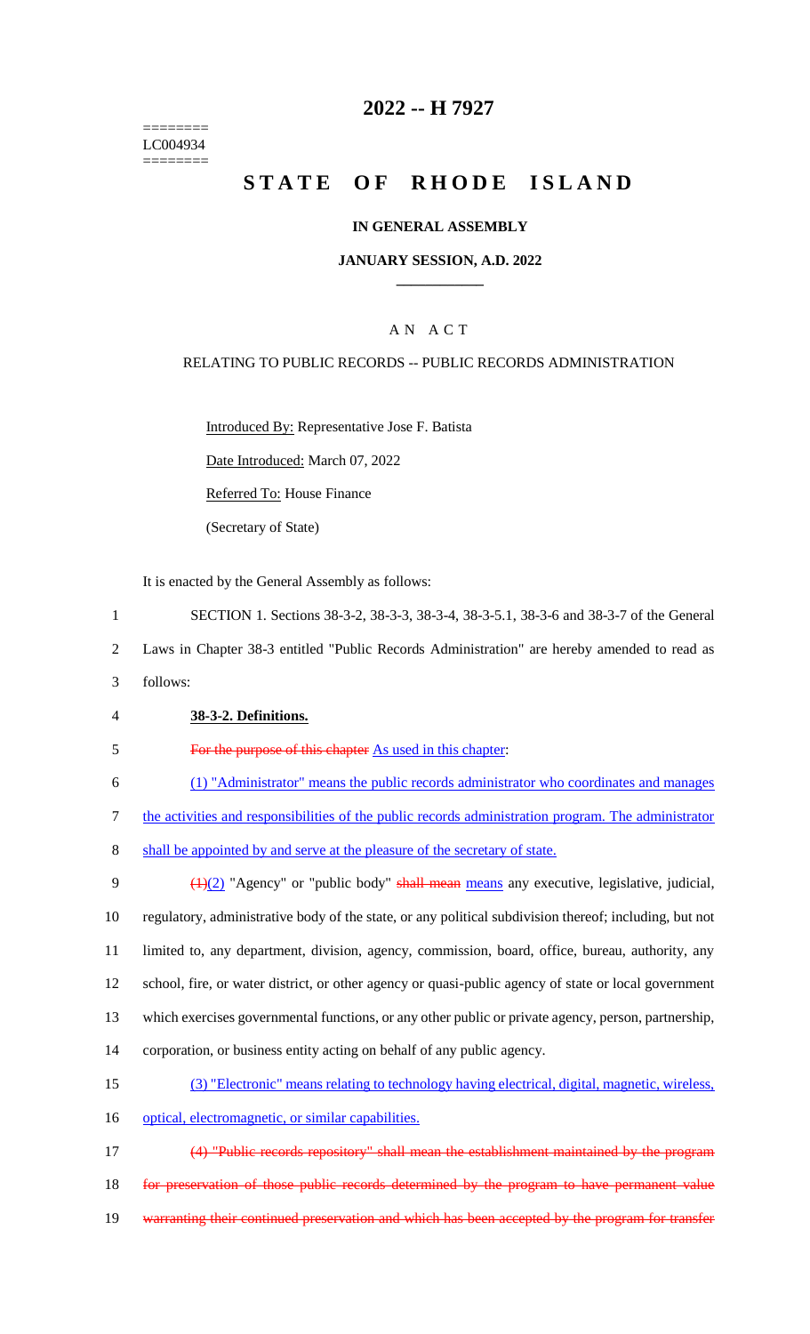========
LC004934
========

# 2022 -- H 7927

# STATE OF RHODE ISLAND

### IN GENERAL ASSEMBLY

### JANUARY SESSION, A.D. 2022

## A N A C T

RELATING TO PUBLIC RECORDS -- PUBLIC RECORDS ADMINISTRATION

Introduced By: Representative Jose F. Batista

Date Introduced: March 07, 2022

Referred To: House Finance

(Secretary of State)

It is enacted by the General Assembly as follows:

1 SECTION 1. Sections 38-3-2, 38-3-3, 38-3-4, 38-3-5.1, 38-3-6 and 38-3-7 of the General
2 Laws in Chapter 38-3 entitled "Public Records Administration" are hereby amended to read as
3 follows:

4 **38-3-2. Definitions.**

5 ~~For the purpose of this chapter~~ As used in this chapter:

6 (1) "Administrator" means the public records administrator who coordinates and manages
7 the activities and responsibilities of the public records administration program. The administrator
8 shall be appointed by and serve at the pleasure of the secretary of state.

9 ~~(1)~~(2) "Agency" or "public body" ~~shall mean~~ means any executive, legislative, judicial,
10 regulatory, administrative body of the state, or any political subdivision thereof; including, but not
11 limited to, any department, division, agency, commission, board, office, bureau, authority, any
12 school, fire, or water district, or other agency or quasi-public agency of state or local government
13 which exercises governmental functions, or any other public or private agency, person, partnership,
14 corporation, or business entity acting on behalf of any public agency.

15 (3) "Electronic" means relating to technology having electrical, digital, magnetic, wireless,
16 optical, electromagnetic, or similar capabilities.

17 ~~(4) "Public records repository" shall mean the establishment maintained by the program~~
18 ~~for preservation of those public records determined by the program to have permanent value~~
19 ~~warranting their continued preservation and which has been accepted by the program for transfer~~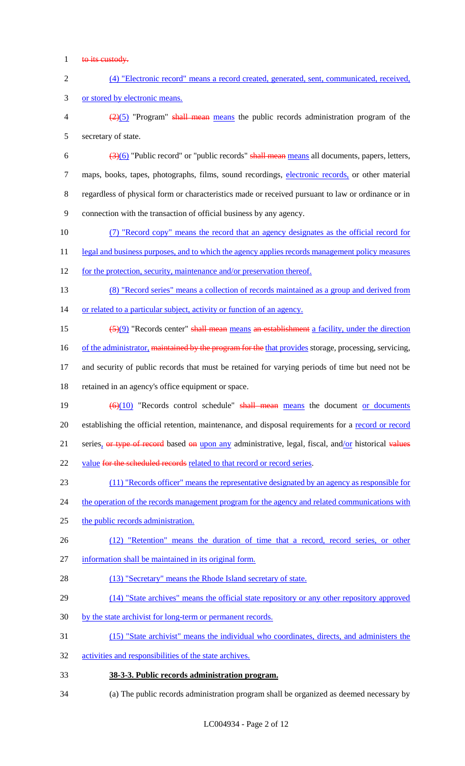to its custody.

(4) "Electronic record" means a record created, generated, sent, communicated, received, or stored by electronic means.

(2)(5) "Program" shall mean means the public records administration program of the secretary of state.

(3)(6) "Public record" or "public records" shall mean means all documents, papers, letters, maps, books, tapes, photographs, films, sound recordings, electronic records, or other material regardless of physical form or characteristics made or received pursuant to law or ordinance or in connection with the transaction of official business by any agency.

(7) "Record copy" means the record that an agency designates as the official record for legal and business purposes, and to which the agency applies records management policy measures for the protection, security, maintenance and/or preservation thereof.

(8) "Record series" means a collection of records maintained as a group and derived from or related to a particular subject, activity or function of an agency.

(5)(9) "Records center" shall mean means an establishment a facility, under the direction of the administrator, maintained by the program for the that provides storage, processing, servicing, and security of public records that must be retained for varying periods of time but need not be retained in an agency's office equipment or space.

(6)(10) "Records control schedule" shall mean means the document or documents establishing the official retention, maintenance, and disposal requirements for a record or record series, or type of record based on upon any administrative, legal, fiscal, and/or historical values value for the scheduled records related to that record or record series.

(11) "Records officer" means the representative designated by an agency as responsible for the operation of the records management program for the agency and related communications with the public records administration.

(12) "Retention" means the duration of time that a record, record series, or other information shall be maintained in its original form.

(13) "Secretary" means the Rhode Island secretary of state.

(14) "State archives" means the official state repository or any other repository approved by the state archivist for long-term or permanent records.

(15) "State archivist" means the individual who coordinates, directs, and administers the activities and responsibilities of the state archives.

**38-3-3. Public records administration program.**

(a) The public records administration program shall be organized as deemed necessary by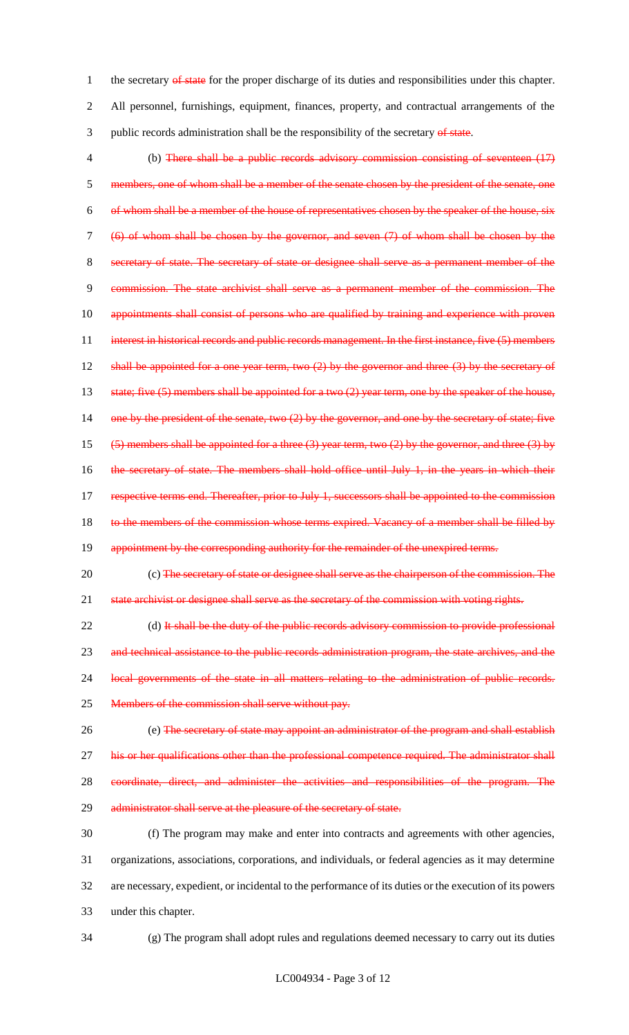the secretary ~~of state~~ for the proper discharge of its duties and responsibilities under this chapter. All personnel, furnishings, equipment, finances, property, and contractual arrangements of the public records administration shall be the responsibility of the secretary ~~of state~~.

(b) ~~There shall be a public records advisory commission consisting of seventeen (17) members, one of whom shall be a member of the senate chosen by the president of the senate, one of whom shall be a member of the house of representatives chosen by the speaker of the house, six (6) of whom shall be chosen by the governor, and seven (7) of whom shall be chosen by the secretary of state. The secretary of state or designee shall serve as a permanent member of the commission. The state archivist shall serve as a permanent member of the commission. The appointments shall consist of persons who are qualified by training and experience with proven interest in historical records and public records management. In the first instance, five (5) members shall be appointed for a one year term, two (2) by the governor and three (3) by the secretary of state; five (5) members shall be appointed for a two (2) year term, one by the speaker of the house, one by the president of the senate, two (2) by the governor, and one by the secretary of state; five (5) members shall be appointed for a three (3) year term, two (2) by the governor, and three (3) by the secretary of state. The members shall hold office until July 1, in the years in which their respective terms end. Thereafter, prior to July 1, successors shall be appointed to the commission to the members of the commission whose terms expired. Vacancy of a member shall be filled by appointment by the corresponding authority for the remainder of the unexpired terms.~~

(c) ~~The secretary of state or designee shall serve as the chairperson of the commission. The state archivist or designee shall serve as the secretary of the commission with voting rights.~~

(d) ~~It shall be the duty of the public records advisory commission to provide professional and technical assistance to the public records administration program, the state archives, and the local governments of the state in all matters relating to the administration of public records. Members of the commission shall serve without pay.~~

(e) ~~The secretary of state may appoint an administrator of the program and shall establish his or her qualifications other than the professional competence required. The administrator shall coordinate, direct, and administer the activities and responsibilities of the program. The administrator shall serve at the pleasure of the secretary of state.~~

(f) The program may make and enter into contracts and agreements with other agencies, organizations, associations, corporations, and individuals, or federal agencies as it may determine are necessary, expedient, or incidental to the performance of its duties or the execution of its powers under this chapter.

(g) The program shall adopt rules and regulations deemed necessary to carry out its duties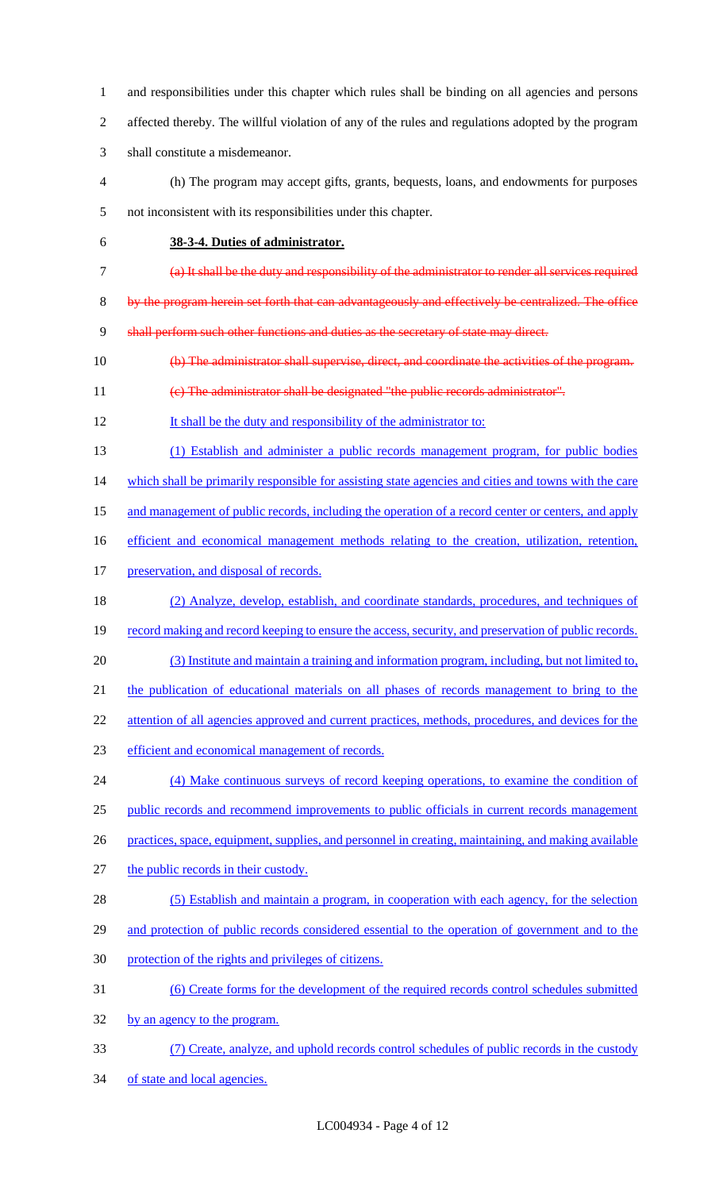and responsibilities under this chapter which rules shall be binding on all agencies and persons affected thereby. The willful violation of any of the rules and regulations adopted by the program shall constitute a misdemeanor.

(h) The program may accept gifts, grants, bequests, loans, and endowments for purposes not inconsistent with its responsibilities under this chapter.

**38-3-4. Duties of administrator.**

~~(a) It shall be the duty and responsibility of the administrator to render all services required by the program herein set forth that can advantageously and effectively be centralized. The office shall perform such other functions and duties as the secretary of state may direct.~~

~~(b) The administrator shall supervise, direct, and coordinate the activities of the program.~~

~~(c) The administrator shall be designated "the public records administrator".~~

It shall be the duty and responsibility of the administrator to:

(1) Establish and administer a public records management program, for public bodies which shall be primarily responsible for assisting state agencies and cities and towns with the care and management of public records, including the operation of a record center or centers, and apply efficient and economical management methods relating to the creation, utilization, retention, preservation, and disposal of records.

(2) Analyze, develop, establish, and coordinate standards, procedures, and techniques of record making and record keeping to ensure the access, security, and preservation of public records.

(3) Institute and maintain a training and information program, including, but not limited to, the publication of educational materials on all phases of records management to bring to the attention of all agencies approved and current practices, methods, procedures, and devices for the efficient and economical management of records.

(4) Make continuous surveys of record keeping operations, to examine the condition of public records and recommend improvements to public officials in current records management practices, space, equipment, supplies, and personnel in creating, maintaining, and making available the public records in their custody.

(5) Establish and maintain a program, in cooperation with each agency, for the selection and protection of public records considered essential to the operation of government and to the protection of the rights and privileges of citizens.

(6) Create forms for the development of the required records control schedules submitted by an agency to the program.

(7) Create, analyze, and uphold records control schedules of public records in the custody of state and local agencies.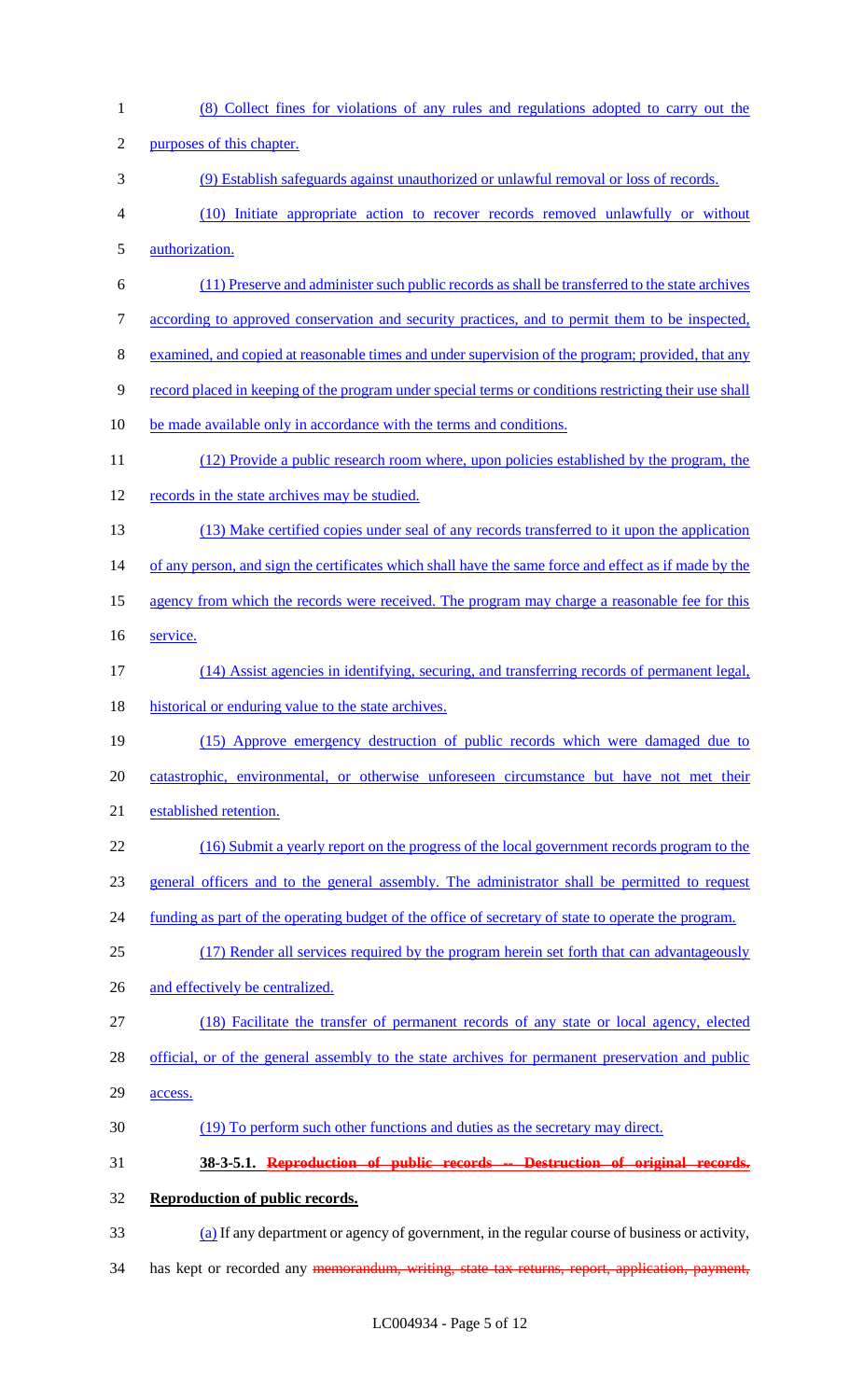(8) Collect fines for violations of any rules and regulations adopted to carry out the purposes of this chapter.

(9) Establish safeguards against unauthorized or unlawful removal or loss of records.

(10) Initiate appropriate action to recover records removed unlawfully or without authorization.

(11) Preserve and administer such public records as shall be transferred to the state archives according to approved conservation and security practices, and to permit them to be inspected, examined, and copied at reasonable times and under supervision of the program; provided, that any record placed in keeping of the program under special terms or conditions restricting their use shall be made available only in accordance with the terms and conditions.

(12) Provide a public research room where, upon policies established by the program, the records in the state archives may be studied.

(13) Make certified copies under seal of any records transferred to it upon the application of any person, and sign the certificates which shall have the same force and effect as if made by the agency from which the records were received. The program may charge a reasonable fee for this service.

(14) Assist agencies in identifying, securing, and transferring records of permanent legal, historical or enduring value to the state archives.

(15) Approve emergency destruction of public records which were damaged due to catastrophic, environmental, or otherwise unforeseen circumstance but have not met their established retention.

(16) Submit a yearly report on the progress of the local government records program to the general officers and to the general assembly. The administrator shall be permitted to request funding as part of the operating budget of the office of secretary of state to operate the program.

(17) Render all services required by the program herein set forth that can advantageously and effectively be centralized.

(18) Facilitate the transfer of permanent records of any state or local agency, elected official, or of the general assembly to the state archives for permanent preservation and public access.

(19) To perform such other functions and duties as the secretary may direct.

**38-3-5.1. ~~Reproduction of public records -- Destruction of original records.~~ Reproduction of public records.**

(a) If any department or agency of government, in the regular course of business or activity, has kept or recorded any ~~memorandum, writing, state tax returns, report, application, payment,~~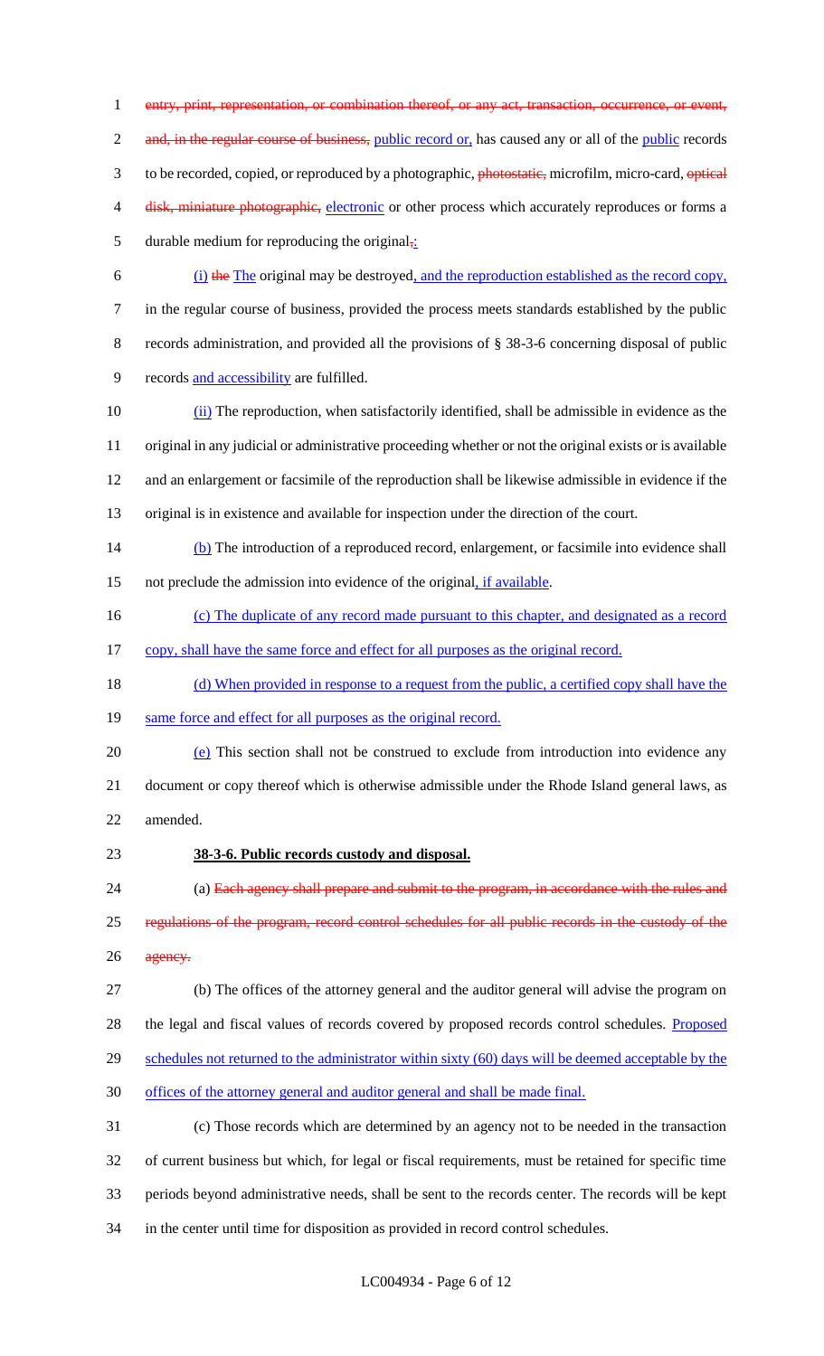entry, print, representation, or combination thereof, or any act, transaction, occurrence, or event, and, in the regular course of business, public record or, has caused any or all of the public records to be recorded, copied, or reproduced by a photographic, photostatic, microfilm, micro-card, optical disk, miniature photographic, electronic or other process which accurately reproduces or forms a durable medium for reproducing the original,:

(i) the The original may be destroyed, and the reproduction established as the record copy, in the regular course of business, provided the process meets standards established by the public records administration, and provided all the provisions of § 38-3-6 concerning disposal of public records and accessibility are fulfilled.

(ii) The reproduction, when satisfactorily identified, shall be admissible in evidence as the original in any judicial or administrative proceeding whether or not the original exists or is available and an enlargement or facsimile of the reproduction shall be likewise admissible in evidence if the original is in existence and available for inspection under the direction of the court.

(b) The introduction of a reproduced record, enlargement, or facsimile into evidence shall not preclude the admission into evidence of the original, if available.

(c) The duplicate of any record made pursuant to this chapter, and designated as a record copy, shall have the same force and effect for all purposes as the original record.

(d) When provided in response to a request from the public, a certified copy shall have the same force and effect for all purposes as the original record.

(e) This section shall not be construed to exclude from introduction into evidence any document or copy thereof which is otherwise admissible under the Rhode Island general laws, as amended.

**38-3-6. Public records custody and disposal.**

(a) Each agency shall prepare and submit to the program, in accordance with the rules and regulations of the program, record control schedules for all public records in the custody of the agency.

(b) The offices of the attorney general and the auditor general will advise the program on the legal and fiscal values of records covered by proposed records control schedules. Proposed schedules not returned to the administrator within sixty (60) days will be deemed acceptable by the offices of the attorney general and auditor general and shall be made final.

(c) Those records which are determined by an agency not to be needed in the transaction of current business but which, for legal or fiscal requirements, must be retained for specific time periods beyond administrative needs, shall be sent to the records center. The records will be kept in the center until time for disposition as provided in record control schedules.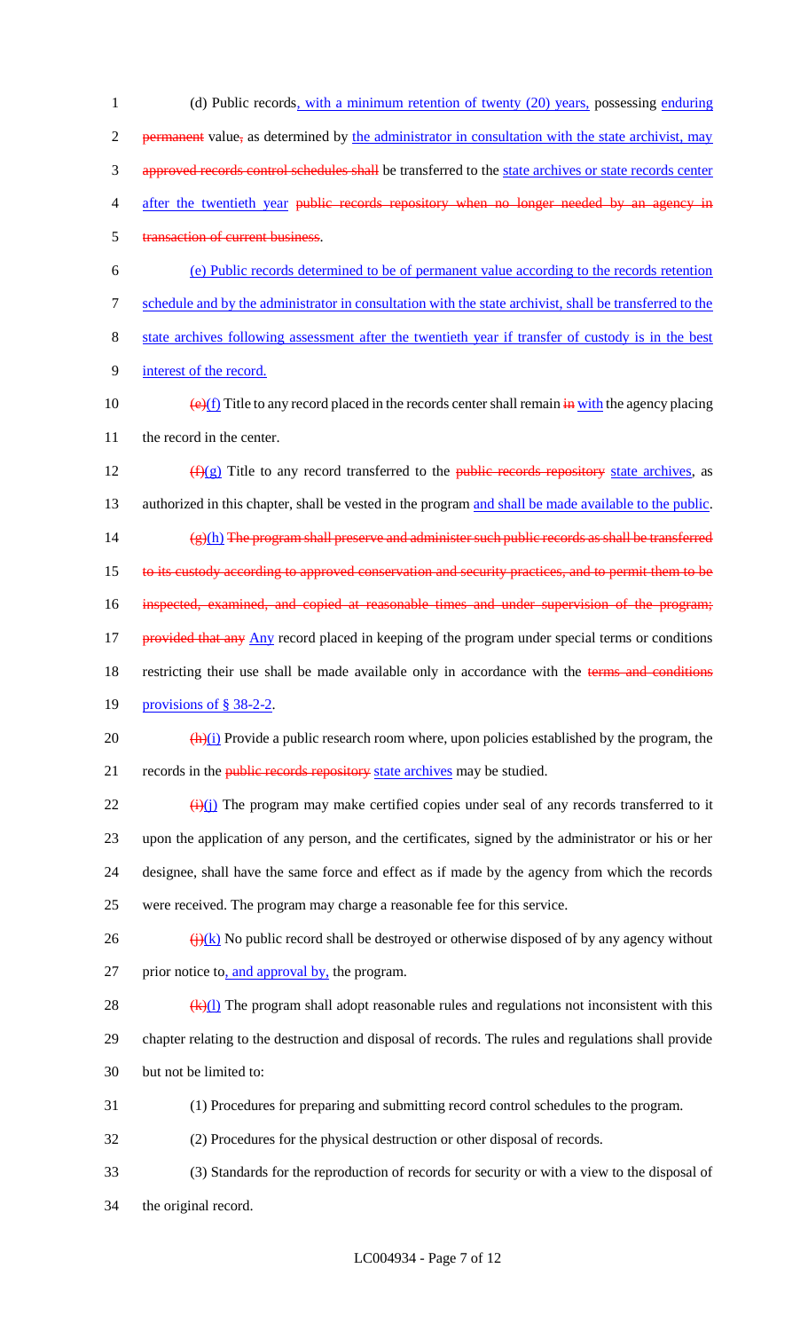(d) Public records, with a minimum retention of twenty (20) years, possessing enduring permanent value, as determined by the administrator in consultation with the state archivist, may approved records control schedules shall be transferred to the state archives or state records center after the twentieth year public records repository when no longer needed by an agency in transaction of current business.

(e) Public records determined to be of permanent value according to the records retention schedule and by the administrator in consultation with the state archivist, shall be transferred to the state archives following assessment after the twentieth year if transfer of custody is in the best interest of the record.

(e)(f) Title to any record placed in the records center shall remain in with the agency placing the record in the center.

(f)(g) Title to any record transferred to the public records repository state archives, as authorized in this chapter, shall be vested in the program and shall be made available to the public.

(g)(h) The program shall preserve and administer such public records as shall be transferred to its custody according to approved conservation and security practices, and to permit them to be inspected, examined, and copied at reasonable times and under supervision of the program; provided that any Any record placed in keeping of the program under special terms or conditions restricting their use shall be made available only in accordance with the terms and conditions provisions of § 38-2-2.

(h)(i) Provide a public research room where, upon policies established by the program, the records in the public records repository state archives may be studied.

(i)(j) The program may make certified copies under seal of any records transferred to it upon the application of any person, and the certificates, signed by the administrator or his or her designee, shall have the same force and effect as if made by the agency from which the records were received. The program may charge a reasonable fee for this service.

(j)(k) No public record shall be destroyed or otherwise disposed of by any agency without prior notice to, and approval by, the program.

(k)(l) The program shall adopt reasonable rules and regulations not inconsistent with this chapter relating to the destruction and disposal of records. The rules and regulations shall provide but not be limited to:

(1) Procedures for preparing and submitting record control schedules to the program.

(2) Procedures for the physical destruction or other disposal of records.

(3) Standards for the reproduction of records for security or with a view to the disposal of the original record.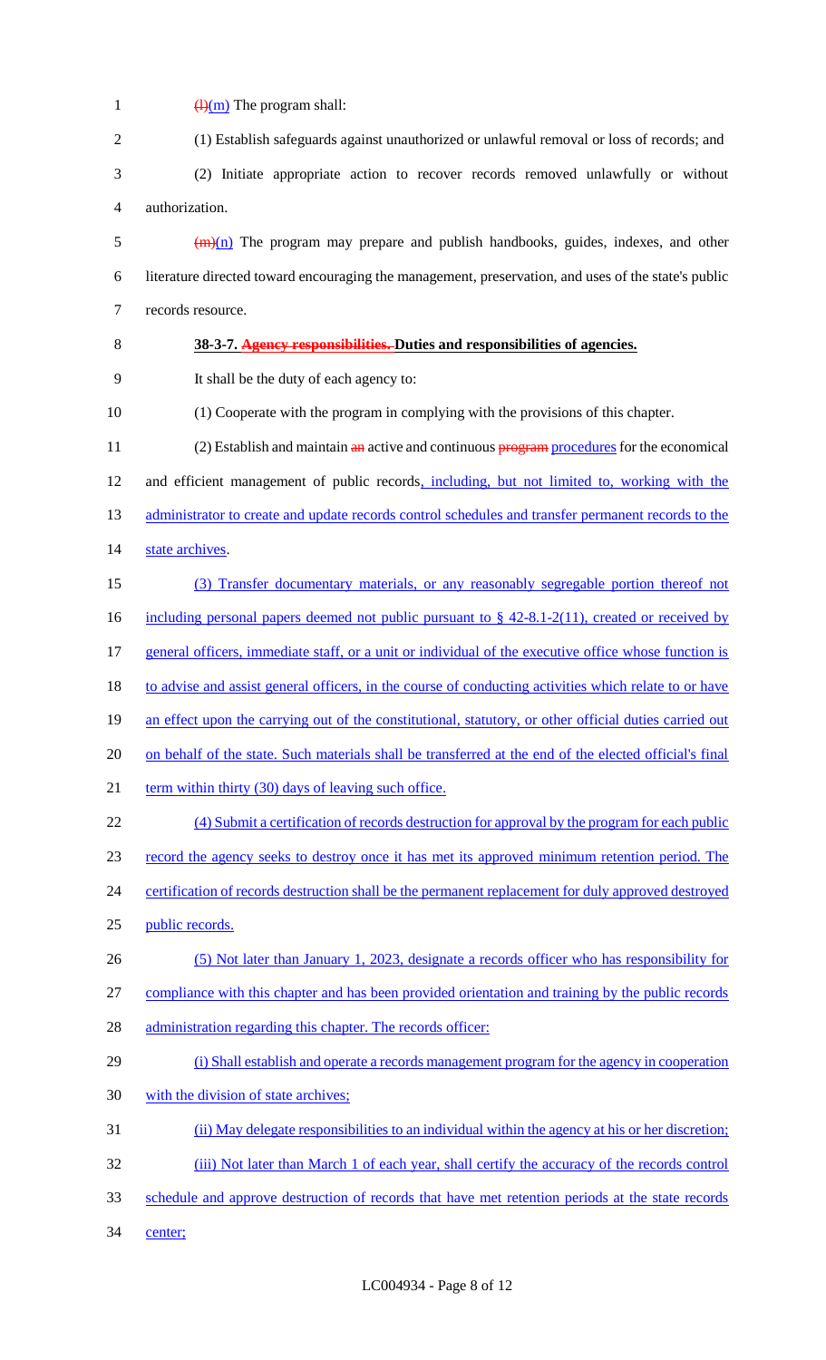(l)(m) The program shall:

(1) Establish safeguards against unauthorized or unlawful removal or loss of records; and

(2) Initiate appropriate action to recover records removed unlawfully or without authorization.

(m)(n) The program may prepare and publish handbooks, guides, indexes, and other literature directed toward encouraging the management, preservation, and uses of the state's public records resource.

**38-3-7. Agency responsibilities. Duties and responsibilities of agencies.**

It shall be the duty of each agency to:

(1) Cooperate with the program in complying with the provisions of this chapter.

(2) Establish and maintain an active and continuous program procedures for the economical and efficient management of public records, including, but not limited to, working with the administrator to create and update records control schedules and transfer permanent records to the state archives.

(3) Transfer documentary materials, or any reasonably segregable portion thereof not including personal papers deemed not public pursuant to § 42-8.1-2(11), created or received by general officers, immediate staff, or a unit or individual of the executive office whose function is to advise and assist general officers, in the course of conducting activities which relate to or have an effect upon the carrying out of the constitutional, statutory, or other official duties carried out on behalf of the state. Such materials shall be transferred at the end of the elected official's final term within thirty (30) days of leaving such office.

(4) Submit a certification of records destruction for approval by the program for each public record the agency seeks to destroy once it has met its approved minimum retention period. The certification of records destruction shall be the permanent replacement for duly approved destroyed public records.

(5) Not later than January 1, 2023, designate a records officer who has responsibility for compliance with this chapter and has been provided orientation and training by the public records administration regarding this chapter. The records officer:

(i) Shall establish and operate a records management program for the agency in cooperation with the division of state archives;

(ii) May delegate responsibilities to an individual within the agency at his or her discretion;

(iii) Not later than March 1 of each year, shall certify the accuracy of the records control schedule and approve destruction of records that have met retention periods at the state records center;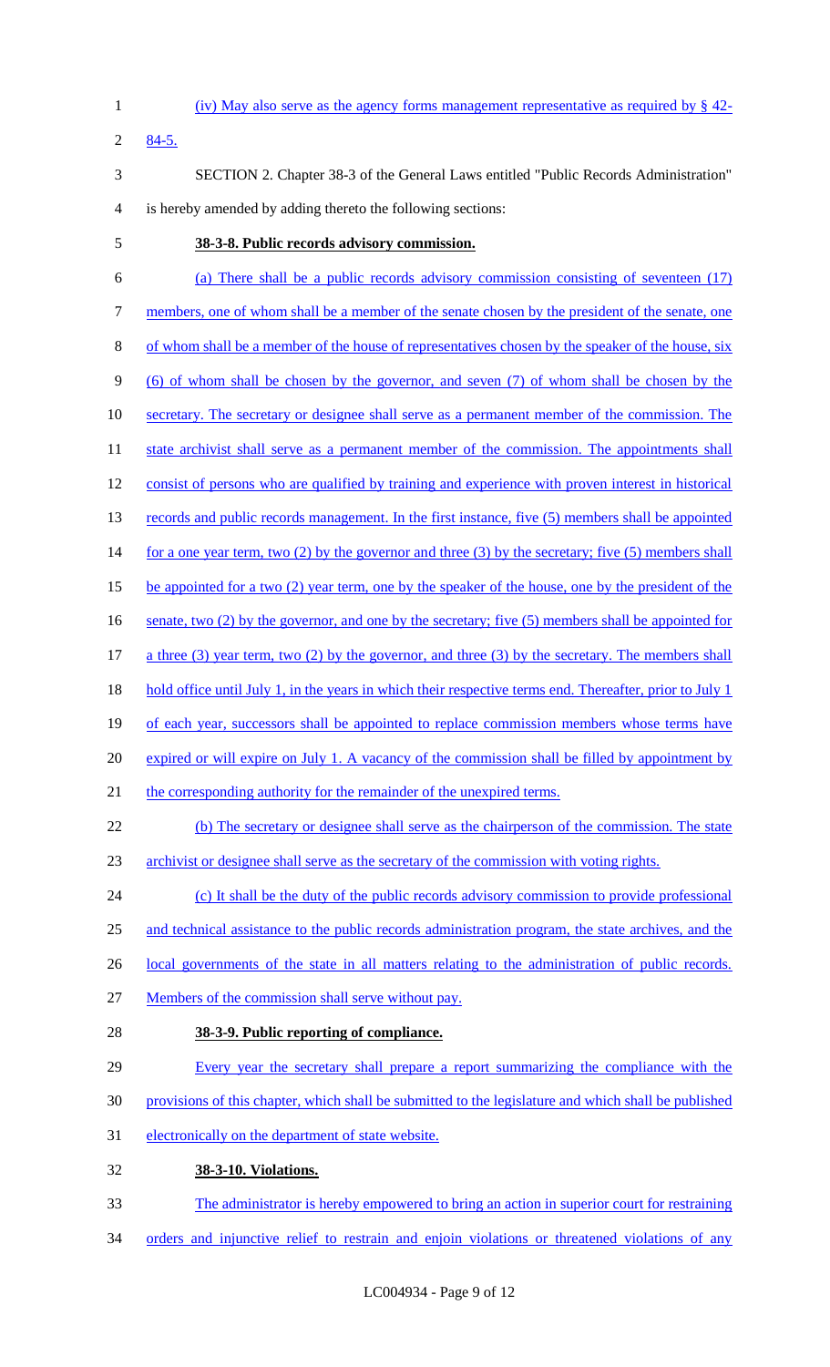(iv) May also serve as the agency forms management representative as required by § 42-84-5.

SECTION 2. Chapter 38-3 of the General Laws entitled "Public Records Administration" is hereby amended by adding thereto the following sections:

**38-3-8. Public records advisory commission.**

(a) There shall be a public records advisory commission consisting of seventeen (17) members, one of whom shall be a member of the senate chosen by the president of the senate, one of whom shall be a member of the house of representatives chosen by the speaker of the house, six (6) of whom shall be chosen by the governor, and seven (7) of whom shall be chosen by the secretary. The secretary or designee shall serve as a permanent member of the commission. The state archivist shall serve as a permanent member of the commission. The appointments shall consist of persons who are qualified by training and experience with proven interest in historical records and public records management. In the first instance, five (5) members shall be appointed for a one year term, two (2) by the governor and three (3) by the secretary; five (5) members shall be appointed for a two (2) year term, one by the speaker of the house, one by the president of the senate, two (2) by the governor, and one by the secretary; five (5) members shall be appointed for a three (3) year term, two (2) by the governor, and three (3) by the secretary. The members shall hold office until July 1, in the years in which their respective terms end. Thereafter, prior to July 1 of each year, successors shall be appointed to replace commission members whose terms have expired or will expire on July 1. A vacancy of the commission shall be filled by appointment by the corresponding authority for the remainder of the unexpired terms.

(b) The secretary or designee shall serve as the chairperson of the commission. The state archivist or designee shall serve as the secretary of the commission with voting rights.

(c) It shall be the duty of the public records advisory commission to provide professional and technical assistance to the public records administration program, the state archives, and the local governments of the state in all matters relating to the administration of public records. Members of the commission shall serve without pay.

**38-3-9. Public reporting of compliance.**

Every year the secretary shall prepare a report summarizing the compliance with the provisions of this chapter, which shall be submitted to the legislature and which shall be published electronically on the department of state website.

**38-3-10. Violations.**

The administrator is hereby empowered to bring an action in superior court for restraining orders and injunctive relief to restrain and enjoin violations or threatened violations of any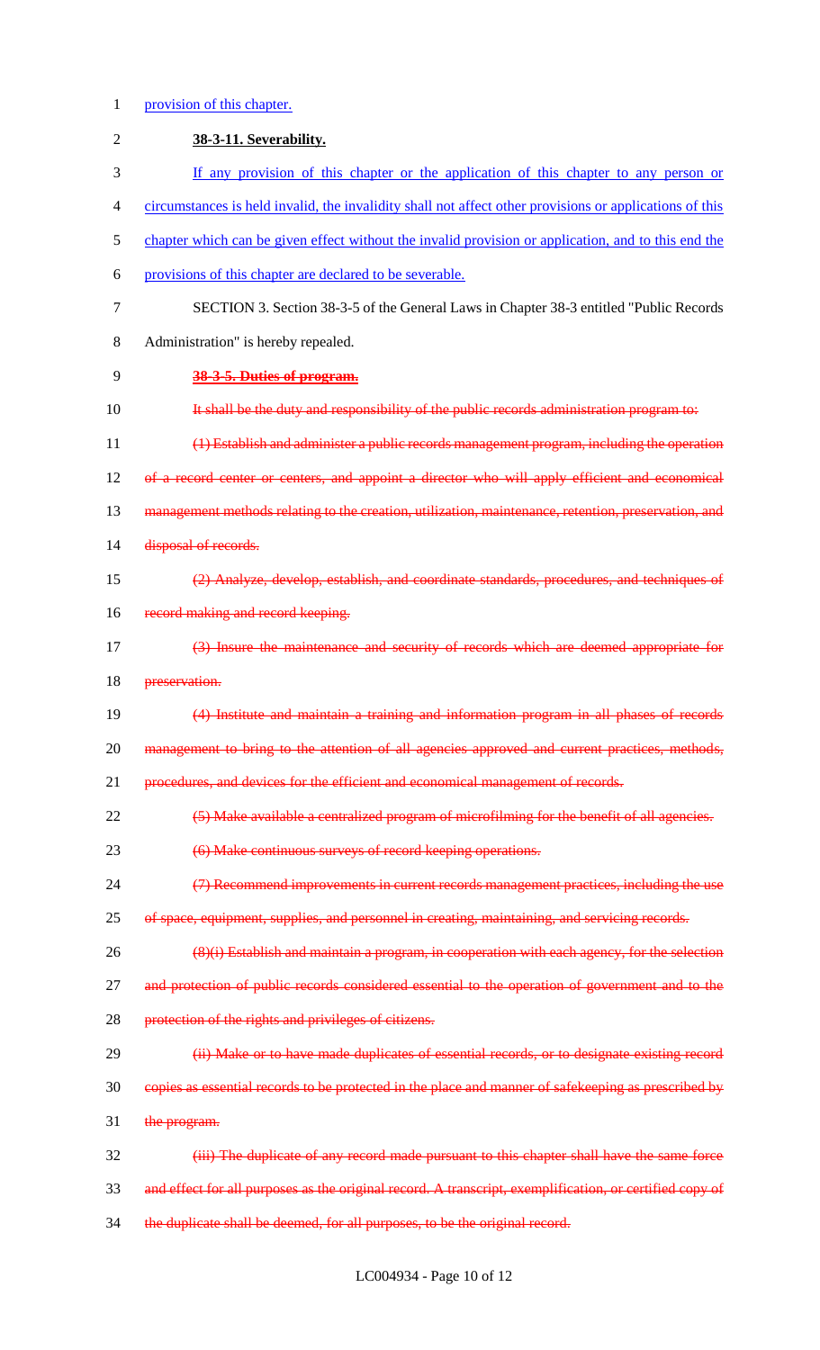provision of this chapter.

**38-3-11. Severability.**

If any provision of this chapter or the application of this chapter to any person or circumstances is held invalid, the invalidity shall not affect other provisions or applications of this chapter which can be given effect without the invalid provision or application, and to this end the provisions of this chapter are declared to be severable.

SECTION 3. Section 38-3-5 of the General Laws in Chapter 38-3 entitled "Public Records Administration" is hereby repealed.

~~**38-3-5. Duties of program.**~~

~~It shall be the duty and responsibility of the public records administration program to:~~

~~(1) Establish and administer a public records management program, including the operation of a record center or centers, and appoint a director who will apply efficient and economical management methods relating to the creation, utilization, maintenance, retention, preservation, and disposal of records.~~

~~(2) Analyze, develop, establish, and coordinate standards, procedures, and techniques of record making and record keeping.~~

~~(3) Insure the maintenance and security of records which are deemed appropriate for preservation.~~

~~(4) Institute and maintain a training and information program in all phases of records management to bring to the attention of all agencies approved and current practices, methods, procedures, and devices for the efficient and economical management of records.~~

~~(5) Make available a centralized program of microfilming for the benefit of all agencies.~~

~~(6) Make continuous surveys of record keeping operations.~~

~~(7) Recommend improvements in current records management practices, including the use of space, equipment, supplies, and personnel in creating, maintaining, and servicing records.~~

~~(8)(i) Establish and maintain a program, in cooperation with each agency, for the selection and protection of public records considered essential to the operation of government and to the protection of the rights and privileges of citizens.~~

~~(ii) Make or to have made duplicates of essential records, or to designate existing record copies as essential records to be protected in the place and manner of safekeeping as prescribed by the program.~~

~~(iii) The duplicate of any record made pursuant to this chapter shall have the same force and effect for all purposes as the original record. A transcript, exemplification, or certified copy of the duplicate shall be deemed, for all purposes, to be the original record.~~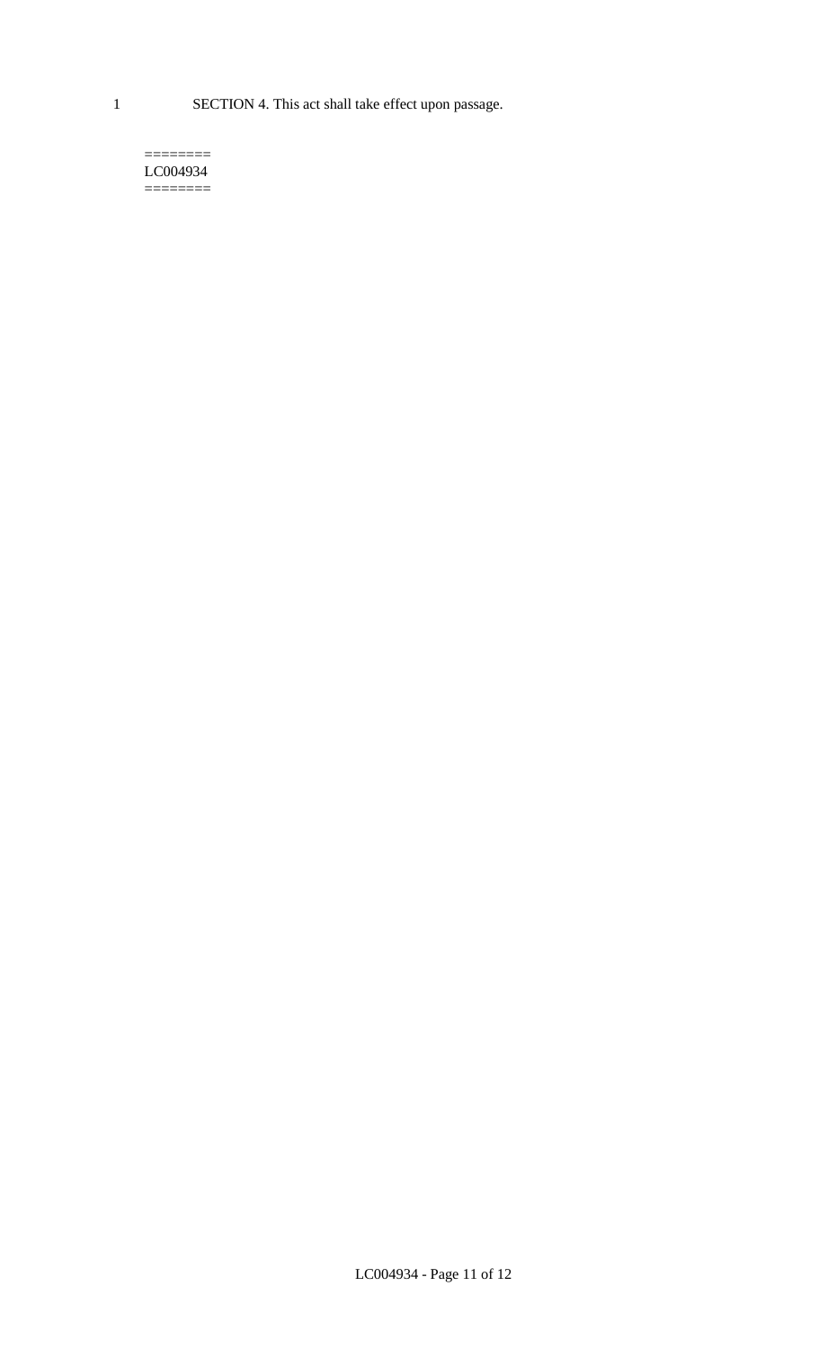1 SECTION 4. This act shall take effect upon passage.

========
LC004934
========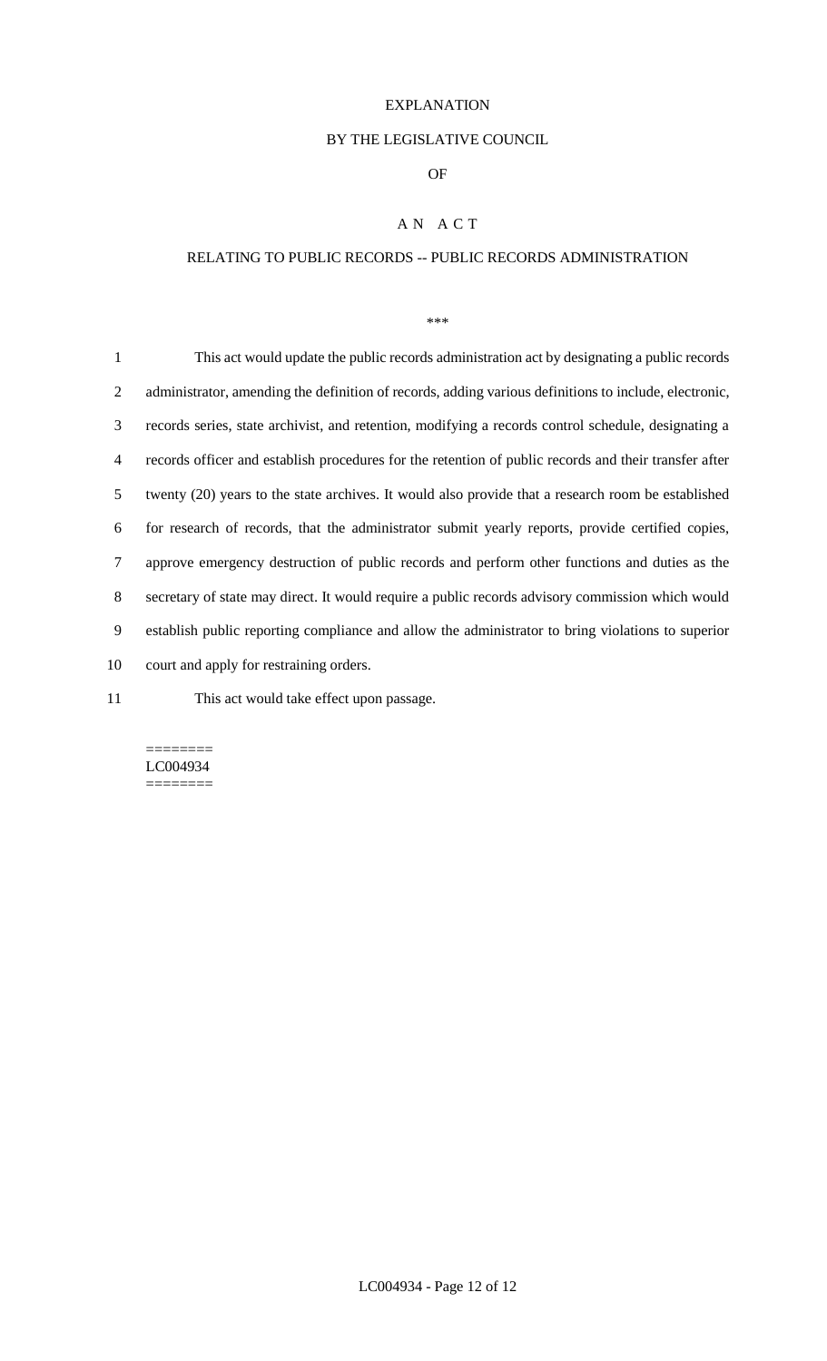EXPLANATION

BY THE LEGISLATIVE COUNCIL

OF

A N A C T

RELATING TO PUBLIC RECORDS -- PUBLIC RECORDS ADMINISTRATION

\*\*\*

This act would update the public records administration act by designating a public records administrator, amending the definition of records, adding various definitions to include, electronic, records series, state archivist, and retention, modifying a records control schedule, designating a records officer and establish procedures for the retention of public records and their transfer after twenty (20) years to the state archives. It would also provide that a research room be established for research of records, that the administrator submit yearly reports, provide certified copies, approve emergency destruction of public records and perform other functions and duties as the secretary of state may direct. It would require a public records advisory commission which would establish public reporting compliance and allow the administrator to bring violations to superior court and apply for restraining orders.

This act would take effect upon passage.

========
LC004934
========